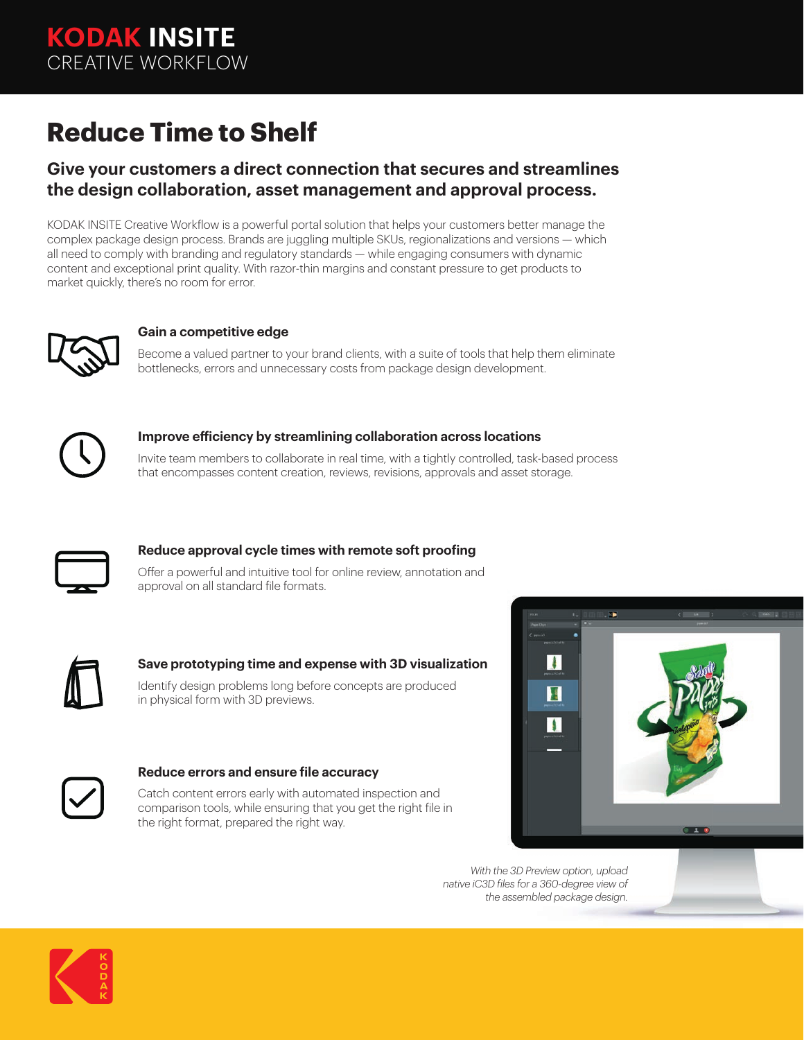**KODAK INSITE**
CREATIVE WORKFLOW

# Reduce Time to Shelf

## Give your customers a direct connection that secures and streamlines the design collaboration, asset management and approval process.

KODAK INSITE Creative Workflow is a powerful portal solution that helps your customers better manage the complex package design process. Brands are juggling multiple SKUs, regionalizations and versions — which all need to comply with branding and regulatory standards — while engaging consumers with dynamic content and exceptional print quality. With razor-thin margins and constant pressure to get products to market quickly, there's no room for error.

### Gain a competitive edge

Become a valued partner to your brand clients, with a suite of tools that help them eliminate bottlenecks, errors and unnecessary costs from package design development.

### Improve efficiency by streamlining collaboration across locations

Invite team members to collaborate in real time, with a tightly controlled, task-based process that encompasses content creation, reviews, revisions, approvals and asset storage.

### Reduce approval cycle times with remote soft proofing

Offer a powerful and intuitive tool for online review, annotation and approval on all standard file formats.

### Save prototyping time and expense with 3D visualization

Identify design problems long before concepts are produced in physical form with 3D previews.

### Reduce errors and ensure file accuracy

Catch content errors early with automated inspection and comparison tools, while ensuring that you get the right file in the right format, prepared the right way.

*With the 3D Preview option, upload native iC3D files for a 360-degree view of the assembled package design.*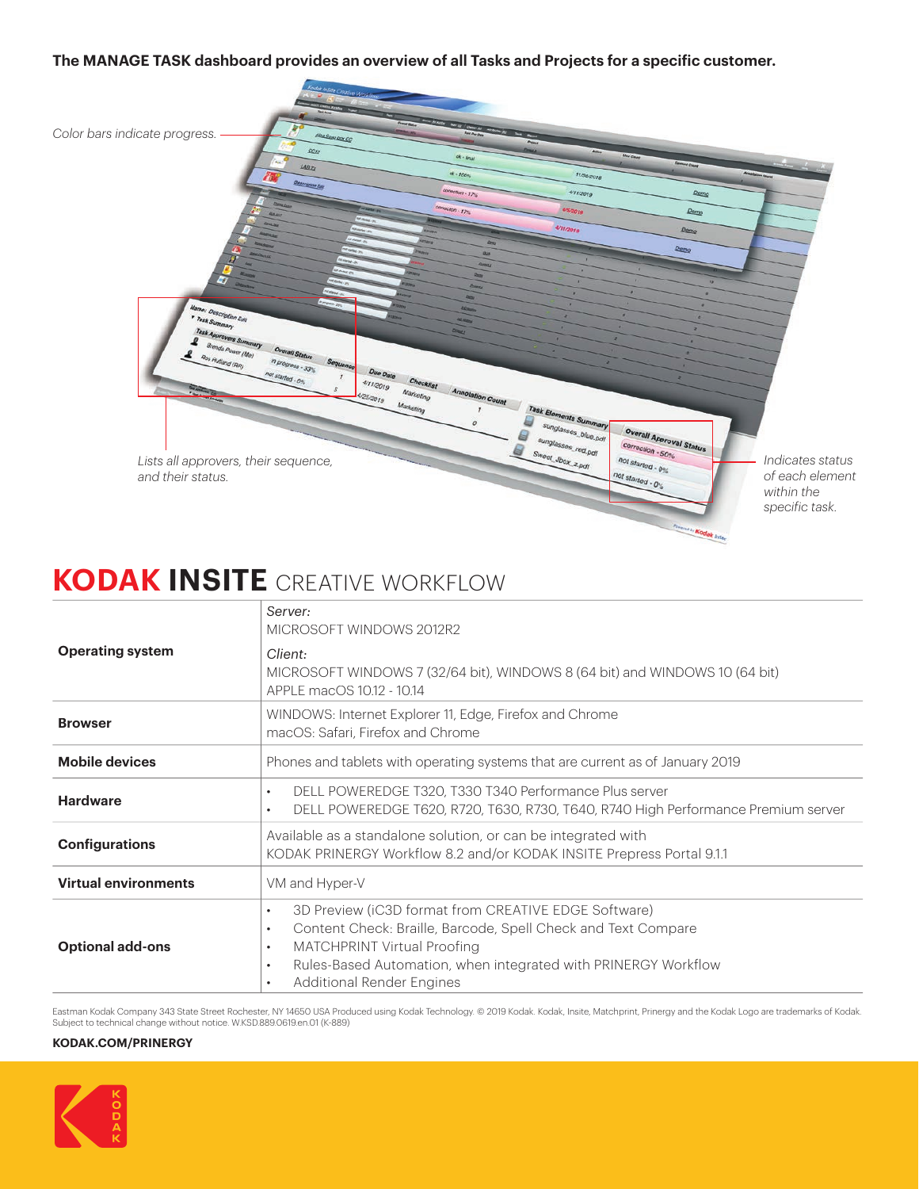**The MANAGE TASK dashboard provides an overview of all Tasks and Projects for a specific customer.**

*Color bars indicate progress.*

*Lists all approvers, their sequence, and their status.*

*Indicates status of each element within the specific task.*

# **KODAK INSITE** CREATIVE WORKFLOW

| | |
|---|---|
| **Operating system** | *Server:*<br>MICROSOFT WINDOWS 2012R2<br>*Client:*<br>MICROSOFT WINDOWS 7 (32/64 bit), WINDOWS 8 (64 bit) and WINDOWS 10 (64 bit)<br>APPLE macOS 10.12 - 10.14 |
| **Browser** | WINDOWS: Internet Explorer 11, Edge, Firefox and Chrome<br>macOS: Safari, Firefox and Chrome |
| **Mobile devices** | Phones and tablets with operating systems that are current as of January 2019 |
| **Hardware** | • DELL POWEREDGE T320, T330 T340 Performance Plus server<br>• DELL POWEREDGE T620, R720, T630, R730, T640, R740 High Performance Premium server |
| **Configurations** | Available as a standalone solution, or can be integrated with KODAK PRINERGY Workflow 8.2 and/or KODAK INSITE Prepress Portal 9.1.1 |
| **Virtual environments** | VM and Hyper-V |
| **Optional add-ons** | • 3D Preview (iC3D format from CREATIVE EDGE Software)<br>• Content Check: Braille, Barcode, Spell Check and Text Compare<br>• MATCHPRINT Virtual Proofing<br>• Rules-Based Automation, when integrated with PRINERGY Workflow<br>• Additional Render Engines |

Eastman Kodak Company 343 State Street Rochester, NY 14650 USA Produced using Kodak Technology. © 2019 Kodak. Kodak, Insite, Matchprint, Prinergy and the Kodak Logo are trademarks of Kodak. Subject to technical change without notice. W.KSD.889.0619.en.01 (K-889)

**KODAK.COM/PRINERGY**